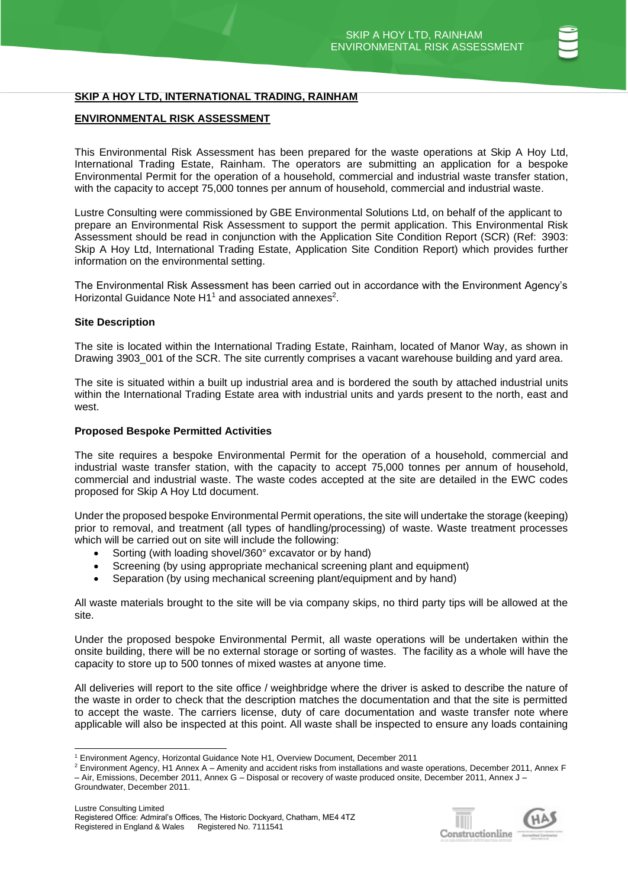## SKIP A HOY LTD, INTERNATIONAL TRADING, RAINHAM

## ENVIRONMENTAL RISK ASSESSMENT

This Environmental Risk Assessment has been prepared for the waste operations at Skip A Hoy Ltd, International Trading Estate, Rainham. The operators are submitting an application for a bespoke Environmental Permit for the operation of a household, commercial and industrial waste transfer station, with the capacity to accept 75,000 tonnes per annum of household, commercial and industrial waste.

Lustre Consulting were commissioned by GBE Environmental Solutions Ltd, on behalf of the applicant to prepare an Environmental Risk Assessment to support the permit application. This Environmental Risk Assessment should be read in conjunction with the Application Site Condition Report (SCR) (Ref: 3903: Skip A Hoy Ltd, International Trading Estate, Application Site Condition Report) which provides further information on the environmental setting.

The Environmental Risk Assessment has been carried out in accordance with the Environment Agency's Horizontal Guidance Note H1[1] and associated annexes[2].

### Site Description

The site is located within the International Trading Estate, Rainham, located of Manor Way, as shown in Drawing 3903_001 of the SCR. The site currently comprises a vacant warehouse building and yard area.

The site is situated within a built up industrial area and is bordered the south by attached industrial units within the International Trading Estate area with industrial units and yards present to the north, east and west.

### Proposed Bespoke Permitted Activities

The site requires a bespoke Environmental Permit for the operation of a household, commercial and industrial waste transfer station, with the capacity to accept 75,000 tonnes per annum of household, commercial and industrial waste. The waste codes accepted at the site are detailed in the EWC codes proposed for Skip A Hoy Ltd document.

Under the proposed bespoke Environmental Permit operations, the site will undertake the storage (keeping) prior to removal, and treatment (all types of handling/processing) of waste. Waste treatment processes which will be carried out on site will include the following:

- Sorting (with loading shovel/360° excavator or by hand)
- Screening (by using appropriate mechanical screening plant and equipment)
- Separation (by using mechanical screening plant/equipment and by hand)

All waste materials brought to the site will be via company skips, no third party tips will be allowed at the site.

Under the proposed bespoke Environmental Permit, all waste operations will be undertaken within the onsite building, there will be no external storage or sorting of wastes. The facility as a whole will have the capacity to store up to 500 tonnes of mixed wastes at anyone time.

All deliveries will report to the site office / weighbridge where the driver is asked to describe the nature of the waste in order to check that the description matches the documentation and that the site is permitted to accept the waste. The carriers license, duty of care documentation and waste transfer note where applicable will also be inspected at this point. All waste shall be inspected to ensure any loads containing

---

[1] Environment Agency, Horizontal Guidance Note H1, Overview Document, December 2011

[2] Environment Agency, H1 Annex A – Amenity and accident risks from installations and waste operations, December 2011, Annex F – Air, Emissions, December 2011, Annex G – Disposal or recovery of waste produced onsite, December 2011, Annex J – Groundwater, December 2011.

Lustre Consulting Limited
Registered Office: Admiral's Offices, The Historic Dockyard, Chatham, ME4 4TZ
Registered in England & Wales Registered No. 7111541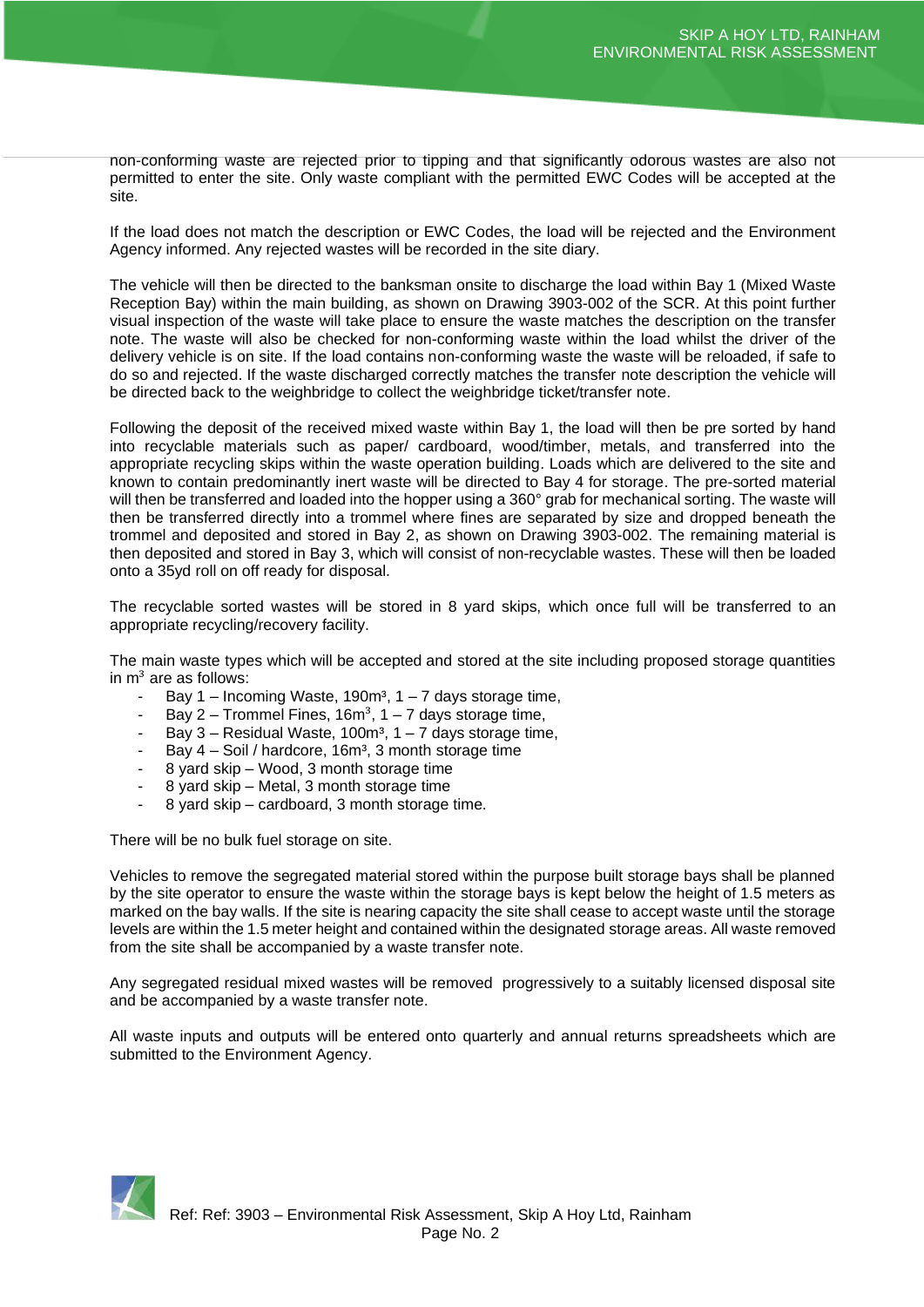non-conforming waste are rejected prior to tipping and that significantly odorous wastes are also not permitted to enter the site. Only waste compliant with the permitted EWC Codes will be accepted at the site.

If the load does not match the description or EWC Codes, the load will be rejected and the Environment Agency informed. Any rejected wastes will be recorded in the site diary.

The vehicle will then be directed to the banksman onsite to discharge the load within Bay 1 (Mixed Waste Reception Bay) within the main building, as shown on Drawing 3903-002 of the SCR. At this point further visual inspection of the waste will take place to ensure the waste matches the description on the transfer note. The waste will also be checked for non-conforming waste within the load whilst the driver of the delivery vehicle is on site. If the load contains non-conforming waste the waste will be reloaded, if safe to do so and rejected. If the waste discharged correctly matches the transfer note description the vehicle will be directed back to the weighbridge to collect the weighbridge ticket/transfer note.

Following the deposit of the received mixed waste within Bay 1, the load will then be pre sorted by hand into recyclable materials such as paper/ cardboard, wood/timber, metals, and transferred into the appropriate recycling skips within the waste operation building. Loads which are delivered to the site and known to contain predominantly inert waste will be directed to Bay 4 for storage. The pre-sorted material will then be transferred and loaded into the hopper using a 360° grab for mechanical sorting. The waste will then be transferred directly into a trommel where fines are separated by size and dropped beneath the trommel and deposited and stored in Bay 2, as shown on Drawing 3903-002. The remaining material is then deposited and stored in Bay 3, which will consist of non-recyclable wastes. These will then be loaded onto a 35yd roll on off ready for disposal.

The recyclable sorted wastes will be stored in 8 yard skips, which once full will be transferred to an appropriate recycling/recovery facility.

The main waste types which will be accepted and stored at the site including proposed storage quantities in $m^3$ are as follows:

- Bay 1 – Incoming Waste, 190m³, 1 – 7 days storage time,
- Bay 2 – Trommel Fines, $16m^3$, 1 – 7 days storage time,
- Bay 3 – Residual Waste, 100m³, 1 – 7 days storage time,
- Bay 4 – Soil / hardcore, 16m³, 3 month storage time
- 8 yard skip – Wood, 3 month storage time
- 8 yard skip – Metal, 3 month storage time
- 8 yard skip – cardboard, 3 month storage time.

There will be no bulk fuel storage on site.

Vehicles to remove the segregated material stored within the purpose built storage bays shall be planned by the site operator to ensure the waste within the storage bays is kept below the height of 1.5 meters as marked on the bay walls. If the site is nearing capacity the site shall cease to accept waste until the storage levels are within the 1.5 meter height and contained within the designated storage areas. All waste removed from the site shall be accompanied by a waste transfer note.

Any segregated residual mixed wastes will be removed progressively to a suitably licensed disposal site and be accompanied by a waste transfer note.

All waste inputs and outputs will be entered onto quarterly and annual returns spreadsheets which are submitted to the Environment Agency.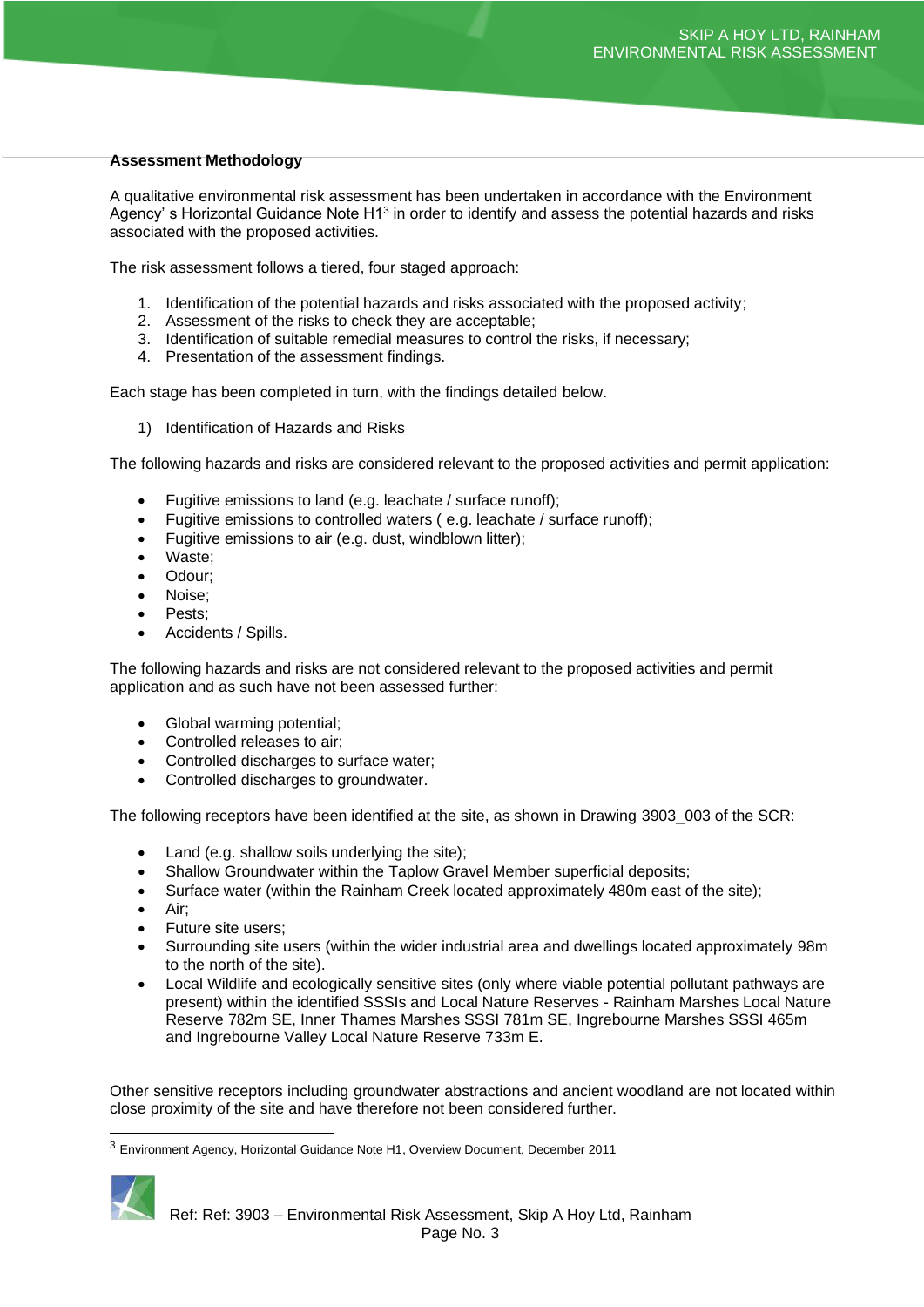**Assessment Methodology**

A qualitative environmental risk assessment has been undertaken in accordance with the Environment Agency' s Horizontal Guidance Note H1[3] in order to identify and assess the potential hazards and risks associated with the proposed activities.

The risk assessment follows a tiered, four staged approach:

1. Identification of the potential hazards and risks associated with the proposed activity;
2. Assessment of the risks to check they are acceptable;
3. Identification of suitable remedial measures to control the risks, if necessary;
4. Presentation of the assessment findings.

Each stage has been completed in turn, with the findings detailed below.

1) Identification of Hazards and Risks

The following hazards and risks are considered relevant to the proposed activities and permit application:

- Fugitive emissions to land (e.g. leachate / surface runoff);
- Fugitive emissions to controlled waters ( e.g. leachate / surface runoff);
- Fugitive emissions to air (e.g. dust, windblown litter);
- Waste;
- Odour;
- Noise;
- Pests;
- Accidents / Spills.

The following hazards and risks are not considered relevant to the proposed activities and permit application and as such have not been assessed further:

- Global warming potential;
- Controlled releases to air;
- Controlled discharges to surface water;
- Controlled discharges to groundwater.

The following receptors have been identified at the site, as shown in Drawing 3903_003 of the SCR:

- Land (e.g. shallow soils underlying the site);
- Shallow Groundwater within the Taplow Gravel Member superficial deposits;
- Surface water (within the Rainham Creek located approximately 480m east of the site);
- Air;
- Future site users;
- Surrounding site users (within the wider industrial area and dwellings located approximately 98m to the north of the site).
- Local Wildlife and ecologically sensitive sites (only where viable potential pollutant pathways are present) within the identified SSSIs and Local Nature Reserves - Rainham Marshes Local Nature Reserve 782m SE, Inner Thames Marshes SSSI 781m SE, Ingrebourne Marshes SSSI 465m and Ingrebourne Valley Local Nature Reserve 733m E.

Other sensitive receptors including groundwater abstractions and ancient woodland are not located within close proximity of the site and have therefore not been considered further.

[3] Environment Agency, Horizontal Guidance Note H1, Overview Document, December 2011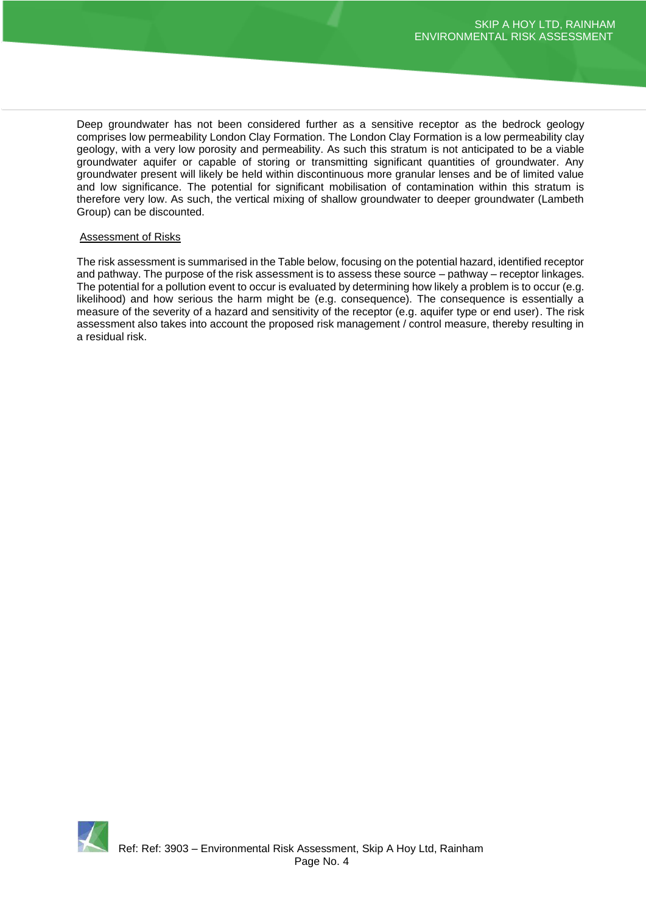Deep groundwater has not been considered further as a sensitive receptor as the bedrock geology comprises low permeability London Clay Formation. The London Clay Formation is a low permeability clay geology, with a very low porosity and permeability. As such this stratum is not anticipated to be a viable groundwater aquifer or capable of storing or transmitting significant quantities of groundwater. Any groundwater present will likely be held within discontinuous more granular lenses and be of limited value and low significance. The potential for significant mobilisation of contamination within this stratum is therefore very low. As such, the vertical mixing of shallow groundwater to deeper groundwater (Lambeth Group) can be discounted.

## Assessment of Risks

The risk assessment is summarised in the Table below, focusing on the potential hazard, identified receptor and pathway. The purpose of the risk assessment is to assess these source – pathway – receptor linkages. The potential for a pollution event to occur is evaluated by determining how likely a problem is to occur (e.g. likelihood) and how serious the harm might be (e.g. consequence). The consequence is essentially a measure of the severity of a hazard and sensitivity of the receptor (e.g. aquifer type or end user). The risk assessment also takes into account the proposed risk management / control measure, thereby resulting in a residual risk.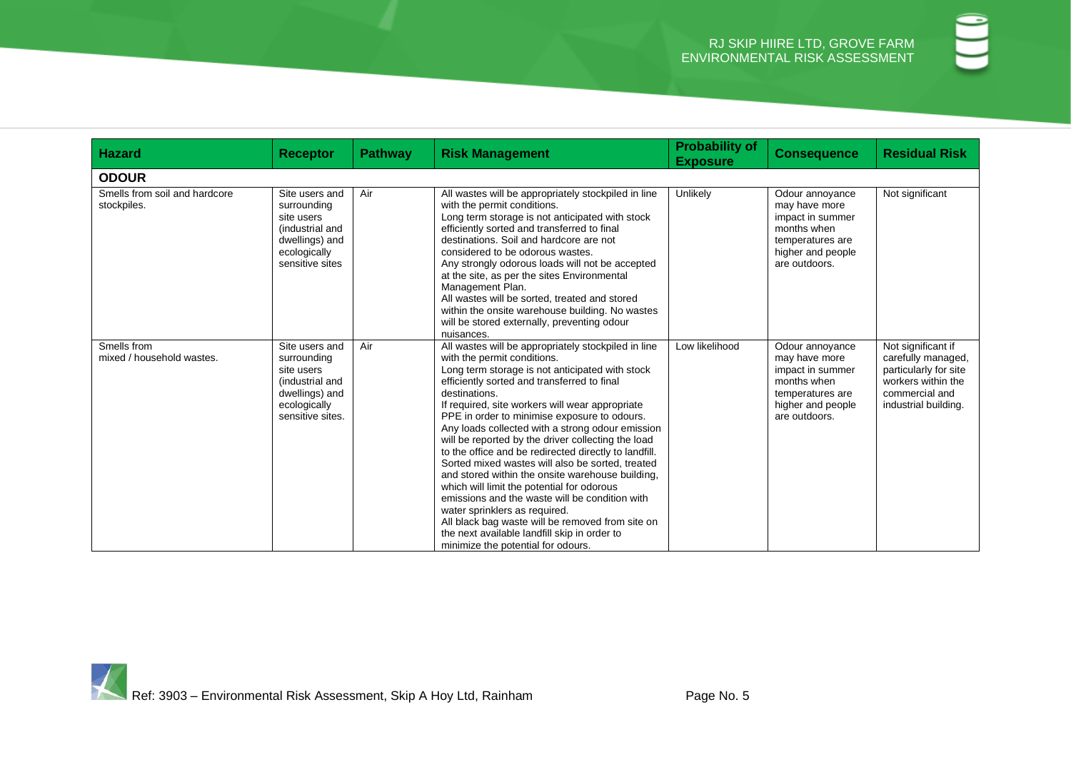| Hazard | Receptor | Pathway | Risk Management | Probability of Exposure | Consequence | Residual Risk |
|---|---|---|---|---|---|---|
| **ODOUR** | | | | | | |
| Smells from soil and hardcore stockpiles. | Site users and surrounding site users (industrial and dwellings) and ecologically sensitive sites | Air | All wastes will be appropriately stockpiled in line with the permit conditions.<br>Long term storage is not anticipated with stock efficiently sorted and transferred to final destinations. Soil and hardcore are not considered to be odorous wastes.<br>Any strongly odorous loads will not be accepted at the site, as per the sites Environmental Management Plan.<br>All wastes will be sorted, treated and stored within the onsite warehouse building. No wastes will be stored externally, preventing odour nuisances. | Unlikely | Odour annoyance may have more impact in summer months when temperatures are higher and people are outdoors. | Not significant |
| Smells from mixed / household wastes. | Site users and surrounding site users (industrial and dwellings) and ecologically sensitive sites. | Air | All wastes will be appropriately stockpiled in line with the permit conditions.<br>Long term storage is not anticipated with stock efficiently sorted and transferred to final destinations.<br>If required, site workers will wear appropriate PPE in order to minimise exposure to odours.<br>Any loads collected with a strong odour emission will be reported by the driver collecting the load to the office and be redirected directly to landfill.<br>Sorted mixed wastes will also be sorted, treated and stored within the onsite warehouse building, which will limit the potential for odorous emissions and the waste will be condition with water sprinklers as required.<br>All black bag waste will be removed from site on the next available landfill skip in order to minimize the potential for odours. | Low likelihood | Odour annoyance may have more impact in summer months when temperatures are higher and people are outdoors. | Not significant if carefully managed, particularly for site workers within the commercial and industrial building. |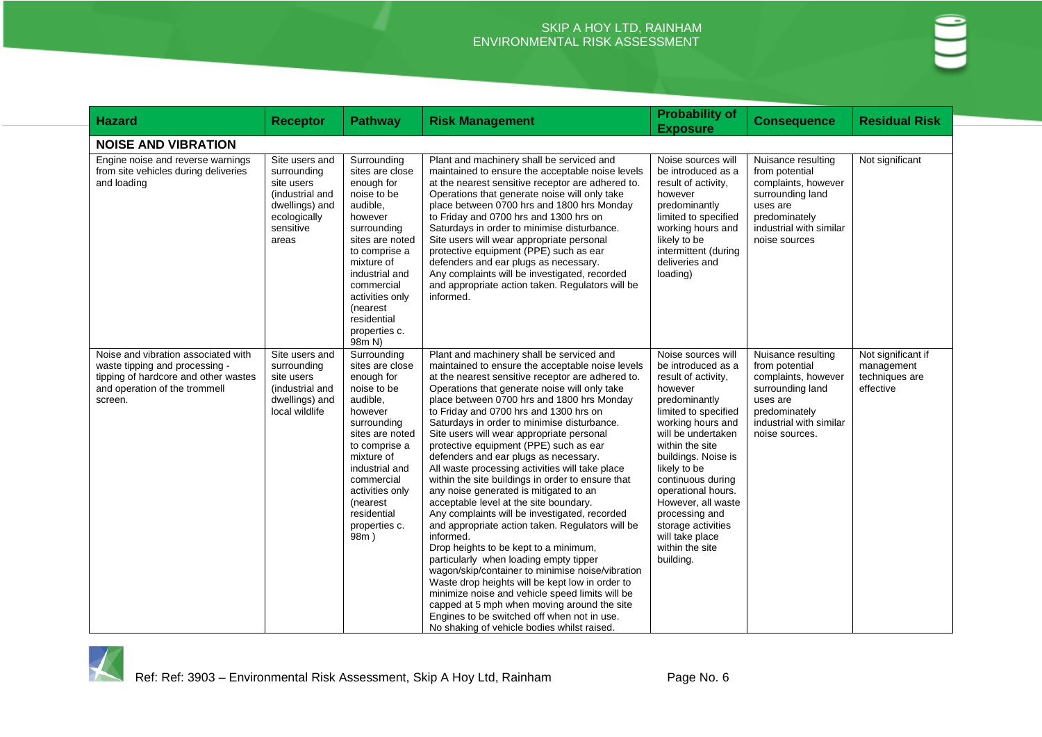| Hazard | Receptor | Pathway | Risk Management | Probability of Exposure | Consequence | Residual Risk |
|---|---|---|---|---|---|---|
| **NOISE AND VIBRATION** | | | | | | |
| Engine noise and reverse warnings from site vehicles during deliveries and loading | Site users and surrounding site users (industrial and dwellings) and ecologically sensitive areas | Surrounding sites are close enough for noise to be audible, however surrounding sites are noted to comprise a mixture of industrial and commercial activities only (nearest residential properties c. 98m N) | Plant and machinery shall be serviced and maintained to ensure the acceptable noise levels at the nearest sensitive receptor are adhered to. Operations that generate noise will only take place between 0700 hrs and 1800 hrs Monday to Friday and 0700 hrs and 1300 hrs on Saturdays in order to minimise disturbance. Site users will wear appropriate personal protective equipment (PPE) such as ear defenders and ear plugs as necessary. Any complaints will be investigated, recorded and appropriate action taken. Regulators will be informed. | Noise sources will be introduced as a result of activity, however predominantly limited to specified working hours and likely to be intermittent (during deliveries and loading) | Nuisance resulting from potential complaints, however surrounding land uses are predominately industrial with similar noise sources | Not significant |
| Noise and vibration associated with waste tipping and processing - tipping of hardcore and other wastes and operation of the trommell screen. | Site users and surrounding site users (industrial and dwellings) and local wildlife | Surrounding sites are close enough for noise to be audible, however surrounding sites are noted to comprise a mixture of industrial and commercial activities only (nearest residential properties c. 98m ) | Plant and machinery shall be serviced and maintained to ensure the acceptable noise levels at the nearest sensitive receptor are adhered to. Operations that generate noise will only take place between 0700 hrs and 1800 hrs Monday to Friday and 0700 hrs and 1300 hrs on Saturdays in order to minimise disturbance. Site users will wear appropriate personal protective equipment (PPE) such as ear defenders and ear plugs as necessary. All waste processing activities will take place within the site buildings in order to ensure that any noise generated is mitigated to an acceptable level at the site boundary. Any complaints will be investigated, recorded and appropriate action taken. Regulators will be informed. Drop heights to be kept to a minimum, particularly when loading empty tipper wagon/skip/container to minimise noise/vibration Waste drop heights will be kept low in order to minimize noise and vehicle speed limits will be capped at 5 mph when moving around the site Engines to be switched off when not in use. No shaking of vehicle bodies whilst raised. | Noise sources will be introduced as a result of activity, however predominantly limited to specified working hours and will be undertaken within the site buildings. Noise is likely to be continuous during operational hours. However, all waste processing and storage activities will take place within the site building. | Nuisance resulting from potential complaints, however surrounding land uses are predominately industrial with similar noise sources. | Not significant if management techniques are effective |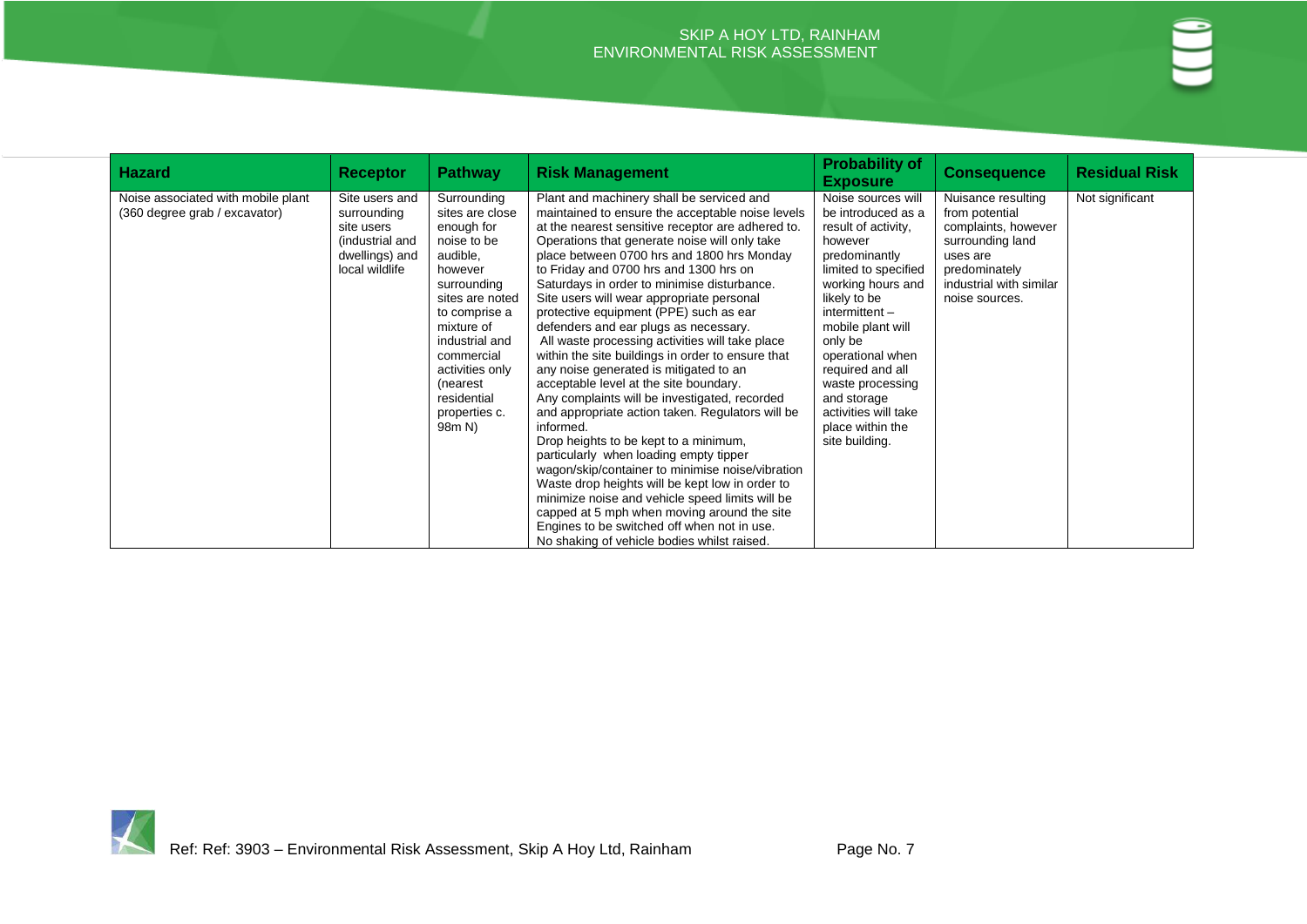| Hazard | Receptor | Pathway | Risk Management | Probability of Exposure | Consequence | Residual Risk |
|---|---|---|---|---|---|---|
| Noise associated with mobile plant (360 degree grab / excavator) | Site users and surrounding site users (industrial and dwellings) and local wildlife | Surrounding sites are close enough for noise to be audible, however surrounding sites are noted to comprise a mixture of industrial and commercial activities only (nearest residential properties c. 98m N) | Plant and machinery shall be serviced and maintained to ensure the acceptable noise levels at the nearest sensitive receptor are adhered to. Operations that generate noise will only take place between 0700 hrs and 1800 hrs Monday to Friday and 0700 hrs and 1300 hrs on Saturdays in order to minimise disturbance. Site users will wear appropriate personal protective equipment (PPE) such as ear defenders and ear plugs as necessary. All waste processing activities will take place within the site buildings in order to ensure that any noise generated is mitigated to an acceptable level at the site boundary. Any complaints will be investigated, recorded and appropriate action taken. Regulators will be informed. Drop heights to be kept to a minimum, particularly when loading empty tipper wagon/skip/container to minimise noise/vibration Waste drop heights will be kept low in order to minimize noise and vehicle speed limits will be capped at 5 mph when moving around the site Engines to be switched off when not in use. No shaking of vehicle bodies whilst raised. | Noise sources will be introduced as a result of activity, however predominantly limited to specified working hours and likely to be intermittent – mobile plant will only be operational when required and all waste processing and storage activities will take place within the site building. | Nuisance resulting from potential complaints, however surrounding land uses are predominately industrial with similar noise sources. | Not significant |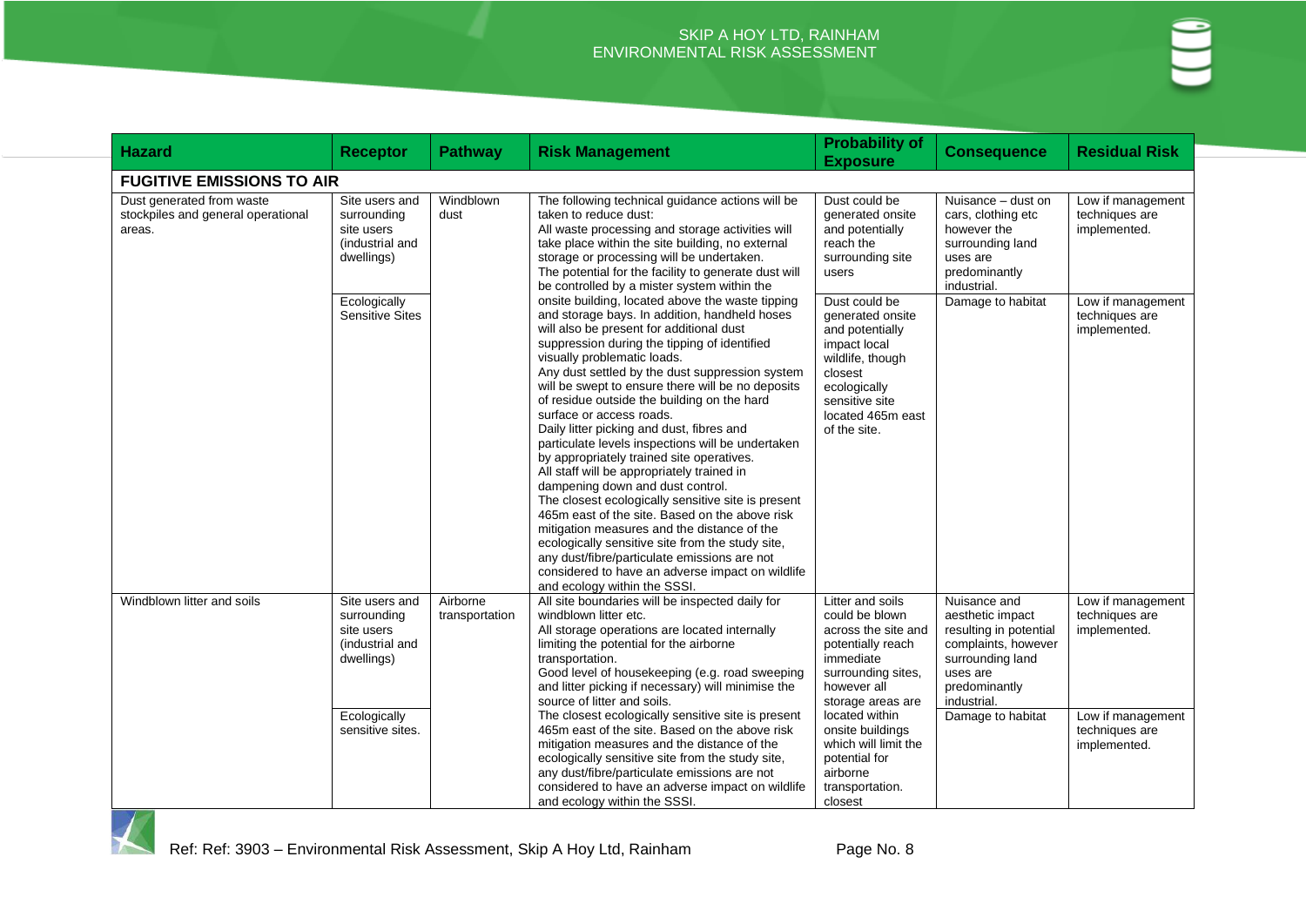| Hazard | Receptor | Pathway | Risk Management | Probability of Exposure | Consequence | Residual Risk |
|---|---|---|---|---|---|---|
| **FUGITIVE EMISSIONS TO AIR** | | | | | | |
| Dust generated from waste stockpiles and general operational areas. | Site users and surrounding site users (industrial and dwellings) | Windblown dust | The following technical guidance actions will be taken to reduce dust: All waste processing and storage activities will take place within the site building, no external storage or processing will be undertaken. The potential for the facility to generate dust will be controlled by a mister system within the onsite building, located above the waste tipping and storage bays. In addition, handheld hoses will also be present for additional dust suppression during the tipping of identified visually problematic loads. Any dust settled by the dust suppression system will be swept to ensure there will be no deposits of residue outside the building on the hard surface or access roads. Daily litter picking and dust, fibres and particulate levels inspections will be undertaken by appropriately trained site operatives. All staff will be appropriately trained in dampening down and dust control. The closest ecologically sensitive site is present 465m east of the site. Based on the above risk mitigation measures and the distance of the ecologically sensitive site from the study site, any dust/fibre/particulate emissions are not considered to have an adverse impact on wildlife and ecology within the SSSI. | Dust could be generated onsite and potentially reach the surrounding site users | Nuisance – dust on cars, clothing etc however the surrounding land uses are predominantly industrial. | Low if management techniques are implemented. |
| | Ecologically Sensitive Sites | | | Dust could be generated onsite and potentially impact local wildlife, though closest ecologically sensitive site located 465m east of the site. | Damage to habitat | Low if management techniques are implemented. |
| Windblown litter and soils | Site users and surrounding site users (industrial and dwellings) | Airborne transportation | All site boundaries will be inspected daily for windblown litter etc. All storage operations are located internally limiting the potential for the airborne transportation. Good level of housekeeping (e.g. road sweeping and litter picking if necessary) will minimise the source of litter and soils. The closest ecologically sensitive site is present 465m east of the site. Based on the above risk mitigation measures and the distance of the ecologically sensitive site from the study site, any dust/fibre/particulate emissions are not considered to have an adverse impact on wildlife and ecology within the SSSI. | Litter and soils could be blown across the site and potentially reach immediate surrounding sites, however all storage areas are located within onsite buildings which will limit the potential for airborne transportation. closest | Nuisance and aesthetic impact resulting in potential complaints, however surrounding land uses are predominantly industrial. | Low if management techniques are implemented. |
| | Ecologically sensitive sites. | | | | Damage to habitat | Low if management techniques are implemented. |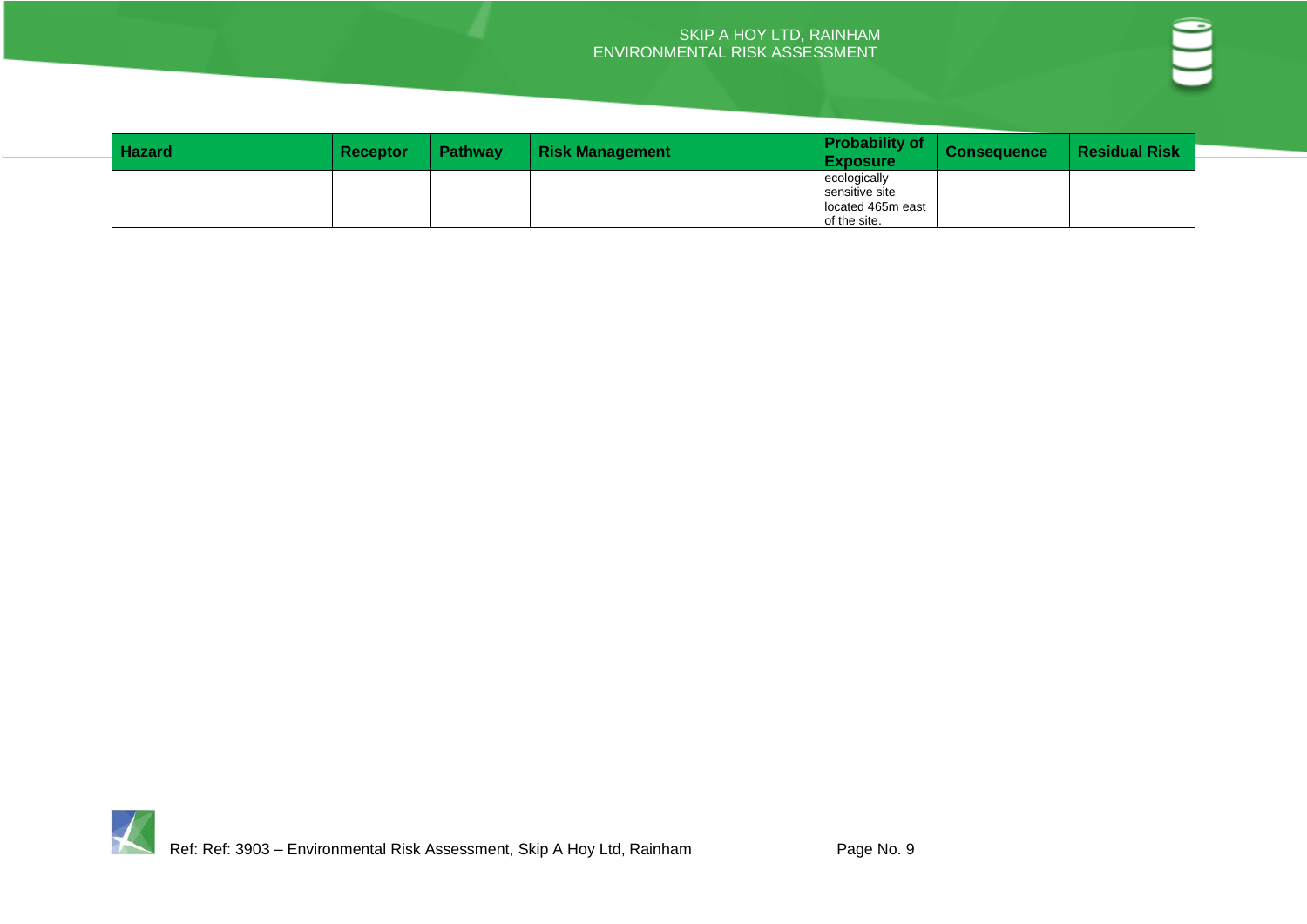| Hazard | Receptor | Pathway | Risk Management | Probability of Exposure | Consequence | Residual Risk |
|---|---|---|---|---|---|---|
| | | | | ecologically sensitive site located 465m east of the site. | | |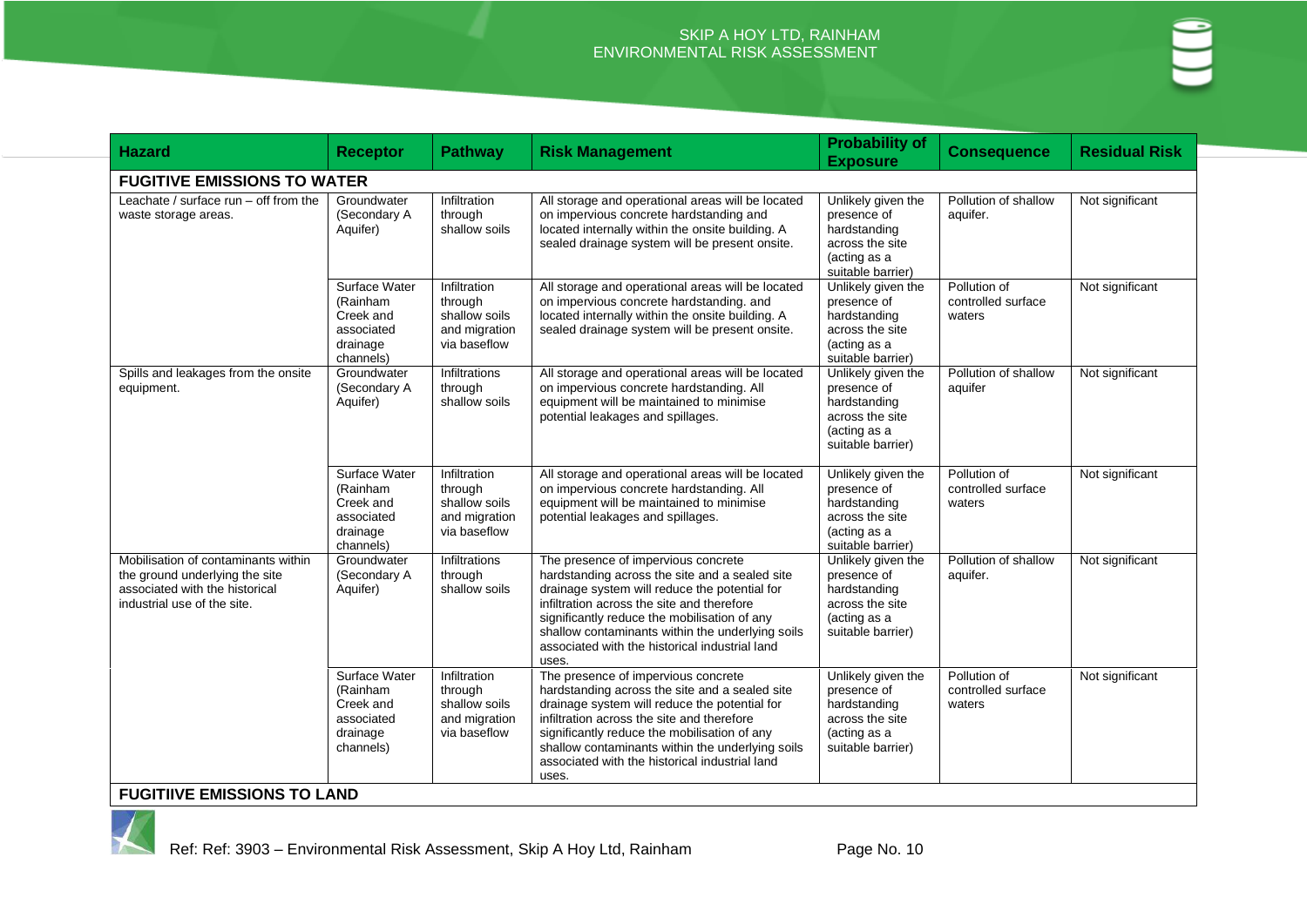| Hazard | Receptor | Pathway | Risk Management | Probability of Exposure | Consequence | Residual Risk |
|---|---|---|---|---|---|---|
| **FUGITIVE EMISSIONS TO WATER** | | | | | | |
| Leachate / surface run – off from the waste storage areas. | Groundwater (Secondary A Aquifer) | Infiltration through shallow soils | All storage and operational areas will be located on impervious concrete hardstanding and located internally within the onsite building. A sealed drainage system will be present onsite. | Unlikely given the presence of hardstanding across the site (acting as a suitable barrier) | Pollution of shallow aquifer. | Not significant |
| | Surface Water (Rainham Creek and associated drainage channels) | Infiltration through shallow soils and migration via baseflow | All storage and operational areas will be located on impervious concrete hardstanding and located internally within the onsite building. A sealed drainage system will be present onsite. | Unlikely given the presence of hardstanding across the site (acting as a suitable barrier) | Pollution of controlled surface waters | Not significant |
| Spills and leakages from the onsite equipment. | Groundwater (Secondary A Aquifer) | Infiltrations through shallow soils | All storage and operational areas will be located on impervious concrete hardstanding. and located internally within the onsite building. A sealed drainage system will be present onsite. All equipment will be maintained to minimise potential leakages and spillages. | Unlikely given the presence of hardstanding across the site (acting as a suitable barrier) | Pollution of shallow aquifer | Not significant |
| | Surface Water (Rainham Creek and associated drainage channels) | Infiltration through shallow soils and migration via baseflow | All storage and operational areas will be located on impervious concrete hardstanding. All equipment will be maintained to minimise potential leakages and spillages. | Unlikely given the presence of hardstanding across the site (acting as a suitable barrier) | Pollution of controlled surface waters | Not significant |
| Mobilisation of contaminants within the ground underlying the site associated with the historical industrial use of the site. | Groundwater (Secondary A Aquifer) | Infiltrations through shallow soils | The presence of impervious concrete hardstanding across the site and a sealed site drainage system will reduce the potential for infiltration across the site and therefore significantly reduce the mobilisation of any shallow contaminants within the underlying soils associated with the historical industrial land uses. | Unlikely given the presence of hardstanding across the site (acting as a suitable barrier) | Pollution of shallow aquifer. | Not significant |
| | Surface Water (Rainham Creek and associated drainage channels) | Infiltration through shallow soils and migration via baseflow | The presence of impervious concrete hardstanding across the site and a sealed site drainage system will reduce the potential for infiltration across the site and therefore significantly reduce the mobilisation of any shallow contaminants within the underlying soils associated with the historical industrial land uses. | Unlikely given the presence of hardstanding across the site (acting as a suitable barrier) | Pollution of controlled surface waters | Not significant |
| **FUGITIIVE EMISSIONS TO LAND** | | | | | | |

| Hazard | Receptor | Pathway | Risk Management | Probability of Exposure | Consequence | Residual Risk |
|---|---|---|---|---|---|---|
| **FUGITIVE EMISSIONS TO WATER** | | | | | | |
| Leachate / surface run – off from the waste storage areas. | Groundwater (Secondary A Aquifer) | Infiltration through shallow soils | All storage and operational areas will be located on impervious concrete hardstanding and located internally within the onsite building. A sealed drainage system will be present onsite. | Unlikely given the presence of hardstanding across the site (acting as a suitable barrier) | Pollution of shallow aquifer. | Not significant |
| | Surface Water (Rainham Creek and associated drainage channels) | Infiltration through shallow soils and migration via baseflow | All storage and operational areas will be located on impervious concrete hardstanding and located internally within the onsite building. A sealed drainage system will be present onsite. | Unlikely given the presence of hardstanding across the site (acting as a suitable barrier) | Pollution of controlled surface waters | Not significant |
| Spills and leakages from the onsite equipment. | Groundwater (Secondary A Aquifer) | Infiltrations through shallow soils | All storage and operational areas will be located on impervious concrete hardstanding. All equipment will be maintained to minimise potential leakages and spillages. | Unlikely given the presence of hardstanding across the site (acting as a suitable barrier) | Pollution of shallow aquifer | Not significant |
| | Surface Water (Rainham Creek and associated drainage channels) | Infiltration through shallow soils and migration via baseflow | All storage and operational areas will be located on impervious concrete hardstanding. All equipment will be maintained to minimise potential leakages and spillages. | Unlikely given the presence of hardstanding across the site (acting as a suitable barrier) | Pollution of controlled surface waters | Not significant |
| Mobilisation of contaminants within the ground underlying the site associated with the historical industrial use of the site. | Groundwater (Secondary A Aquifer) | Infiltrations through shallow soils | The presence of impervious concrete hardstanding across the site and a sealed site drainage system will reduce the potential for infiltration across the site and therefore significantly reduce the mobilisation of any shallow contaminants within the underlying soils associated with the historical industrial land uses. | Unlikely given the presence of hardstanding across the site (acting as a suitable barrier) | Pollution of shallow aquifer. | Not significant |
| | Surface Water (Rainham Creek and associated drainage channels) | Infiltration through shallow soils and migration via baseflow | The presence of impervious concrete hardstanding across the site and a sealed site drainage system will reduce the potential for infiltration across the site and therefore significantly reduce the mobilisation of any shallow contaminants within the underlying soils associated with the historical industrial land uses. | Unlikely given the presence of hardstanding across the site (acting as a suitable barrier) | Pollution of controlled surface waters | Not significant |
| **FUGITIIVE EMISSIONS TO LAND** | | | | | | |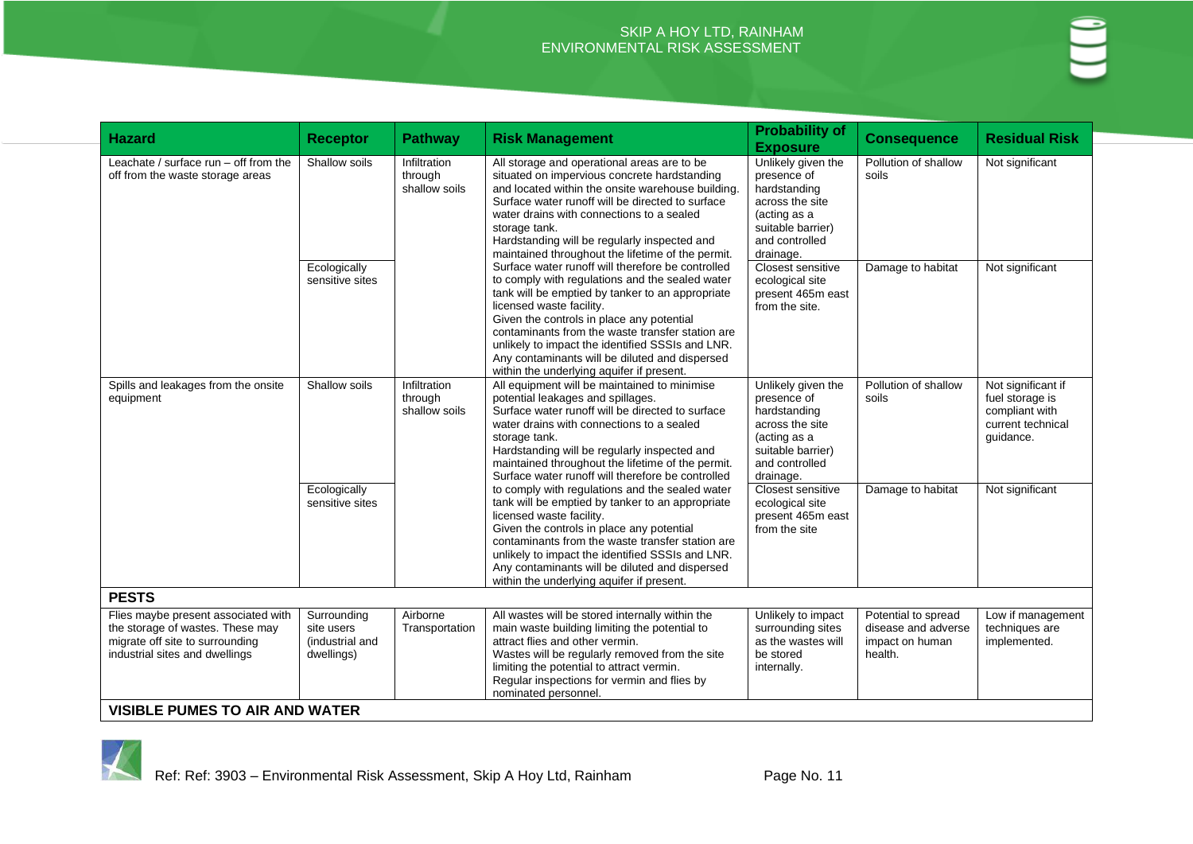| Hazard | Receptor | Pathway | Risk Management | Probability of Exposure | Consequence | Residual Risk |
|---|---|---|---|---|---|---|
| Leachate / surface run – off from the off from the waste storage areas | Shallow soils | Infiltration through shallow soils | All storage and operational areas are to be situated on impervious concrete hardstanding and located within the onsite warehouse building. Surface water runoff will be directed to surface water drains with connections to a sealed storage tank. Hardstanding will be regularly inspected and maintained throughout the lifetime of the permit. Surface water runoff will therefore be controlled to comply with regulations and the sealed water tank will be emptied by tanker to an appropriate licensed waste facility. Given the controls in place any potential contaminants from the waste transfer station are unlikely to impact the identified SSSIs and LNR. Any contaminants will be diluted and dispersed within the underlying aquifer if present. | Unlikely given the presence of hardstanding across the site (acting as a suitable barrier) and controlled drainage. | Pollution of shallow soils | Not significant |
| | Ecologically sensitive sites | | | Closest sensitive ecological site present 465m east from the site. | Damage to habitat | Not significant |
| Spills and leakages from the onsite equipment | Shallow soils | Infiltration through shallow soils | All equipment will be maintained to minimise potential leakages and spillages. Surface water runoff will be directed to surface water drains with connections to a sealed storage tank. Hardstanding will be regularly inspected and maintained throughout the lifetime of the permit. Surface water runoff will therefore be controlled to comply with regulations and the sealed water tank will be emptied by tanker to an appropriate licensed waste facility. Given the controls in place any potential contaminants from the waste transfer station are unlikely to impact the identified SSSIs and LNR. Any contaminants will be diluted and dispersed within the underlying aquifer if present. | Unlikely given the presence of hardstanding across the site (acting as a suitable barrier) and controlled drainage. | Pollution of shallow soils | Not significant if fuel storage is compliant with current technical guidance. |
| | Ecologically sensitive sites | | | Closest sensitive ecological site present 465m east from the site | Damage to habitat | Not significant |
| **PESTS** | | | | | | |
| Flies maybe present associated with the storage of wastes. These may migrate off site to surrounding industrial sites and dwellings | Surrounding site users (industrial and dwellings) | Airborne Transportation | All wastes will be stored internally within the main waste building limiting the potential to attract flies and other vermin. Wastes will be regularly removed from the site limiting the potential to attract vermin. Regular inspections for vermin and flies by nominated personnel. | Unlikely to impact surrounding sites as the wastes will be stored internally. | Potential to spread disease and adverse impact on human health. | Low if management techniques are implemented. |
| **VISIBLE PUMES TO AIR AND WATER** | | | | | | |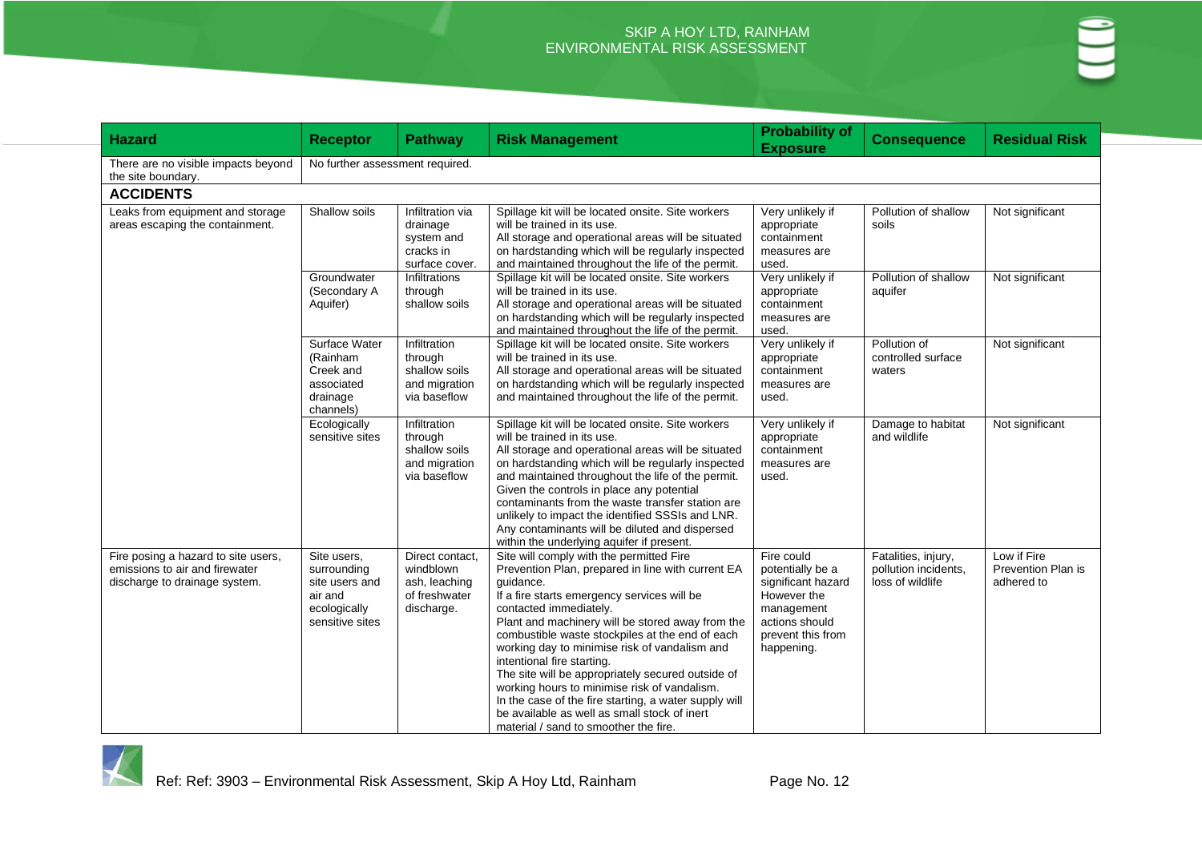| Hazard | Receptor | Pathway | Risk Management | Probability of Exposure | Consequence | Residual Risk |
|---|---|---|---|---|---|---|
| There are no visible impacts beyond the site boundary. | No further assessment required. | | | | | |
| **ACCIDENTS** | | | | | | |
| Leaks from equipment and storage areas escaping the containment. | Shallow soils | Infiltration via drainage system and cracks in surface cover. | Spillage kit will be located onsite. Site workers will be trained in its use. All storage and operational areas will be situated on hardstanding which will be regularly inspected and maintained throughout the life of the permit. | Very unlikely if appropriate containment measures are used. | Pollution of shallow soils | Not significant |
| | Groundwater (Secondary A Aquifer) | Infiltrations through shallow soils | Spillage kit will be located onsite. Site workers will be trained in its use. All storage and operational areas will be situated on hardstanding which will be regularly inspected and maintained throughout the life of the permit. | Very unlikely if appropriate containment measures are used. | Pollution of shallow aquifer | Not significant |
| | Surface Water (Rainham Creek and associated drainage channels) | Infiltration through shallow soils and migration via baseflow | Spillage kit will be located onsite. Site workers will be trained in its use. All storage and operational areas will be situated on hardstanding which will be regularly inspected and maintained throughout the life of the permit. | Very unlikely if appropriate containment measures are used. | Pollution of controlled surface waters | Not significant |
| | Ecologically sensitive sites | Infiltration through shallow soils and migration via baseflow | Spillage kit will be located onsite. Site workers will be trained in its use. All storage and operational areas will be situated on hardstanding which will be regularly inspected and maintained throughout the life of the permit. Given the controls in place any potential contaminants from the waste transfer station are unlikely to impact the identified SSSIs and LNR. Any contaminants will be diluted and dispersed within the underlying aquifer if present. | Very unlikely if appropriate containment measures are used. | Damage to habitat and wildlife | Not significant |
| Fire posing a hazard to site users, emissions to air and firewater discharge to drainage system. | Site users, surrounding site users and air and ecologically sensitive sites | Direct contact, windblown ash, leaching of freshwater discharge. | Site will comply with the permitted Fire Prevention Plan, prepared in line with current EA guidance. If a fire starts emergency services will be contacted immediately. Plant and machinery will be stored away from the combustible waste stockpiles at the end of each working day to minimise risk of vandalism and intentional fire starting. The site will be appropriately secured outside of working hours to minimise risk of vandalism. In the case of the fire starting, a water supply will be available as well as small stock of inert material / sand to smoother the fire. | Fire could potentially be a significant hazard However the management actions should prevent this from happening. | Fatalities, injury, pollution incidents, loss of wildlife | Low if Fire Prevention Plan is adhered to |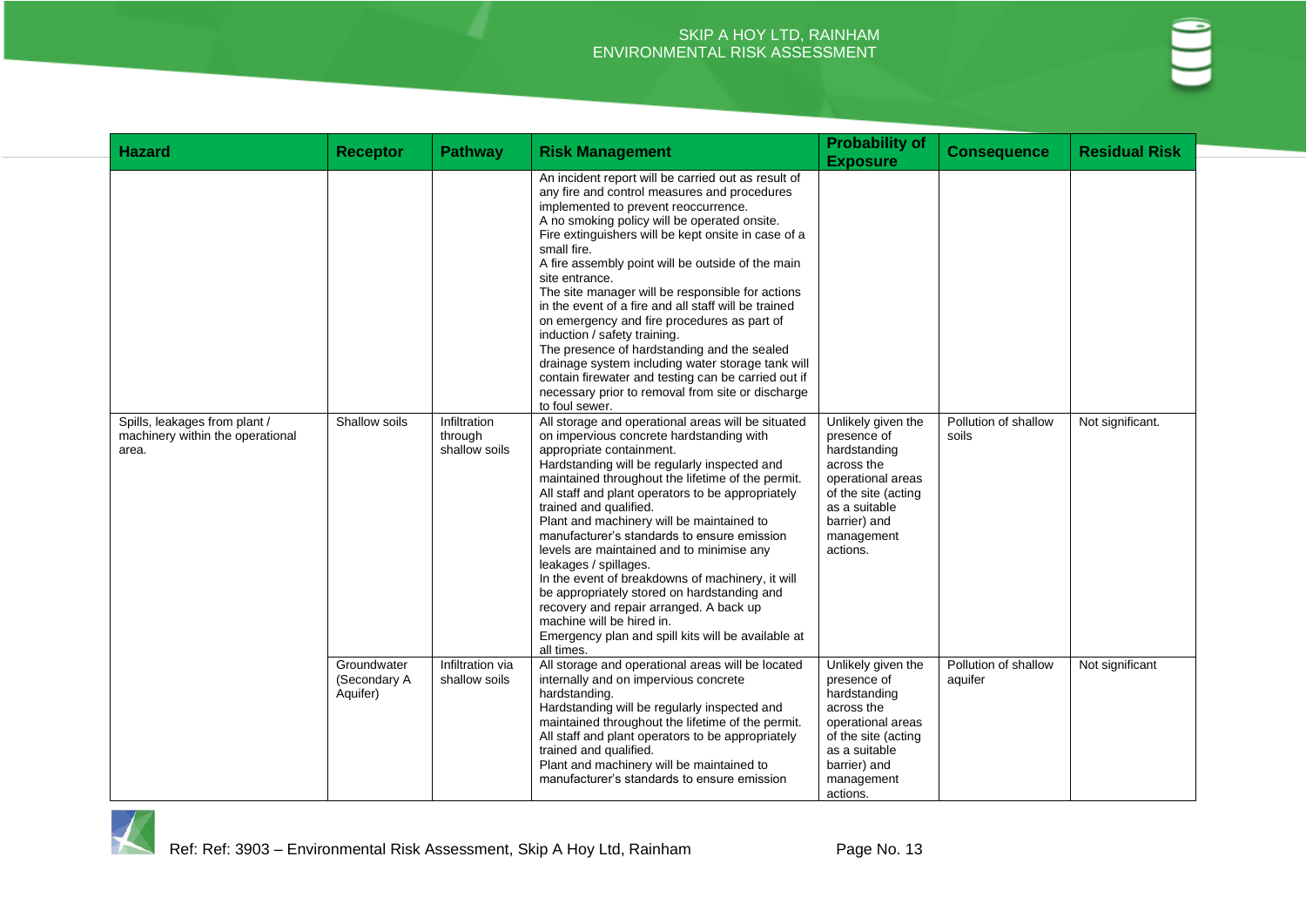| Hazard | Receptor | Pathway | Risk Management | Probability of Exposure | Consequence | Residual Risk |
|---|---|---|---|---|---|---|
| | | | An incident report will be carried out as result of any fire and control measures and procedures implemented to prevent reoccurrence.<br>A no smoking policy will be operated onsite.<br>Fire extinguishers will be kept onsite in case of a small fire.<br>A fire assembly point will be outside of the main site entrance.<br>The site manager will be responsible for actions in the event of a fire and all staff will be trained on emergency and fire procedures as part of induction / safety training.<br>The presence of hardstanding and the sealed drainage system including water storage tank will contain firewater and testing can be carried out if necessary prior to removal from site or discharge to foul sewer. | | | |
| Spills, leakages from plant / machinery within the operational area. | Shallow soils | Infiltration through shallow soils | All storage and operational areas will be situated on impervious concrete hardstanding with appropriate containment.<br>Hardstanding will be regularly inspected and maintained throughout the lifetime of the permit.<br>All staff and plant operators to be appropriately trained and qualified.<br>Plant and machinery will be maintained to manufacturer's standards to ensure emission levels are maintained and to minimise any leakages / spillages.<br>In the event of breakdowns of machinery, it will be appropriately stored on hardstanding and recovery and repair arranged. A back up machine will be hired in.<br>Emergency plan and spill kits will be available at all times. | Unlikely given the presence of hardstanding across the operational areas of the site (acting as a suitable barrier) and management actions. | Pollution of shallow soils | Not significant. |
| | Groundwater (Secondary A Aquifer) | Infiltration via shallow soils | All storage and operational areas will be located internally and on impervious concrete hardstanding.<br>Hardstanding will be regularly inspected and maintained throughout the lifetime of the permit.<br>All staff and plant operators to be appropriately trained and qualified.<br>Plant and machinery will be maintained to manufacturer's standards to ensure emission | Unlikely given the presence of hardstanding across the operational areas of the site (acting as a suitable barrier) and management actions. | Pollution of shallow aquifer | Not significant |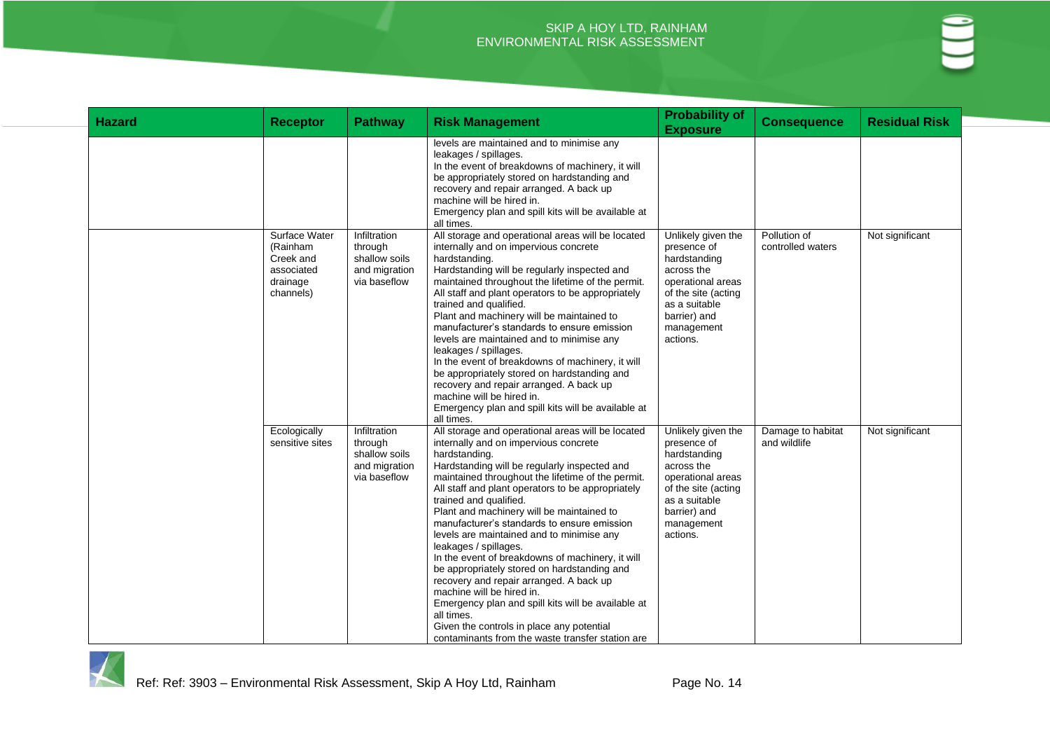| Hazard | Receptor | Pathway | Risk Management | Probability of Exposure | Consequence | Residual Risk |
|---|---|---|---|---|---|---|
| | | | levels are maintained and to minimise any leakages / spillages.<br>In the event of breakdowns of machinery, it will be appropriately stored on hardstanding and recovery and repair arranged. A back up machine will be hired in.<br>Emergency plan and spill kits will be available at all times. | | | |
| | Surface Water (Rainham Creek and associated drainage channels) | Infiltration through shallow soils and migration via baseflow | All storage and operational areas will be located internally and on impervious concrete hardstanding.<br>Hardstanding will be regularly inspected and maintained throughout the lifetime of the permit.<br>All staff and plant operators to be appropriately trained and qualified.<br>Plant and machinery will be maintained to manufacturer's standards to ensure emission levels are maintained and to minimise any leakages / spillages.<br>In the event of breakdowns of machinery, it will be appropriately stored on hardstanding and recovery and repair arranged. A back up machine will be hired in.<br>Emergency plan and spill kits will be available at all times. | Unlikely given the presence of hardstanding across the operational areas of the site (acting as a suitable barrier) and management actions. | Pollution of controlled waters | Not significant |
| | Ecologically sensitive sites | Infiltration through shallow soils and migration via baseflow | All storage and operational areas will be located internally and on impervious concrete hardstanding.<br>Hardstanding will be regularly inspected and maintained throughout the lifetime of the permit.<br>All staff and plant operators to be appropriately trained and qualified.<br>Plant and machinery will be maintained to manufacturer's standards to ensure emission levels are maintained and to minimise any leakages / spillages.<br>In the event of breakdowns of machinery, it will be appropriately stored on hardstanding and recovery and repair arranged. A back up machine will be hired in.<br>Emergency plan and spill kits will be available at all times.<br>Given the controls in place any potential contaminants from the waste transfer station are | Unlikely given the presence of hardstanding across the operational areas of the site (acting as a suitable barrier) and management actions. | Damage to habitat and wildlife | Not significant |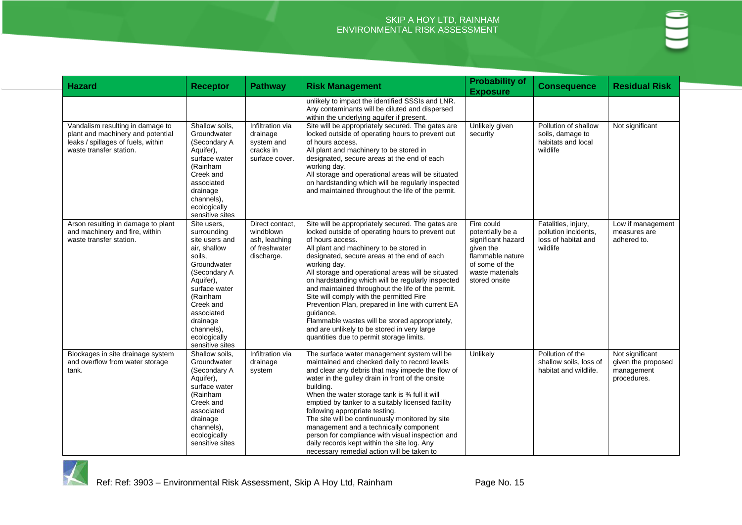| Hazard | Receptor | Pathway | Risk Management | Probability of Exposure | Consequence | Residual Risk |
|---|---|---|---|---|---|---|
| | | | unlikely to impact the identified SSSIs and LNR. Any contaminants will be diluted and dispersed within the underlying aquifer if present. | | | |
| Vandalism resulting in damage to plant and machinery and potential leaks / spillages of fuels, within waste transfer station. | Shallow soils, Groundwater (Secondary A Aquifer), surface water (Rainham Creek and associated drainage channels), ecologically sensitive sites | Infiltration via drainage system and cracks in surface cover. | Site will be appropriately secured. The gates are locked outside of operating hours to prevent out of hours access. All plant and machinery to be stored in designated, secure areas at the end of each working day. All storage and operational areas will be situated on hardstanding which will be regularly inspected and maintained throughout the life of the permit. | Unlikely given security | Pollution of shallow soils, damage to habitats and local wildlife | Not significant |
| Arson resulting in damage to plant and machinery and fire, within waste transfer station. | Site users, surrounding site users and air, shallow soils, Groundwater (Secondary A Aquifer), surface water (Rainham Creek and associated drainage channels), ecologically sensitive sites | Direct contact, windblown ash, leaching of freshwater discharge. | Site will be appropriately secured. The gates are locked outside of operating hours to prevent out of hours access. All plant and machinery to be stored in designated, secure areas at the end of each working day. All storage and operational areas will be situated on hardstanding which will be regularly inspected and maintained throughout the life of the permit. Site will comply with the permitted Fire Prevention Plan, prepared in line with current EA guidance. Flammable wastes will be stored appropriately, and are unlikely to be stored in very large quantities due to permit storage limits. | Fire could potentially be a significant hazard given the flammable nature of some of the waste materials stored onsite | Fatalities, injury, pollution incidents, loss of habitat and wildlife | Low if management measures are adhered to. |
| Blockages in site drainage system and overflow from water storage tank. | Shallow soils, Groundwater (Secondary A Aquifer), surface water (Rainham Creek and associated drainage channels), ecologically sensitive sites | Infiltration via drainage system | The surface water management system will be maintained and checked daily to record levels and clear any debris that may impede the flow of water in the gulley drain in front of the onsite building. When the water storage tank is ¾ full it will emptied by tanker to a suitably licensed facility following appropriate testing. The site will be continuously monitored by site management and a technically component person for compliance with visual inspection and daily records kept within the site log. Any necessary remedial action will be taken to | Unlikely | Pollution of the shallow soils, loss of habitat and wildlife. | Not significant given the proposed management procedures. |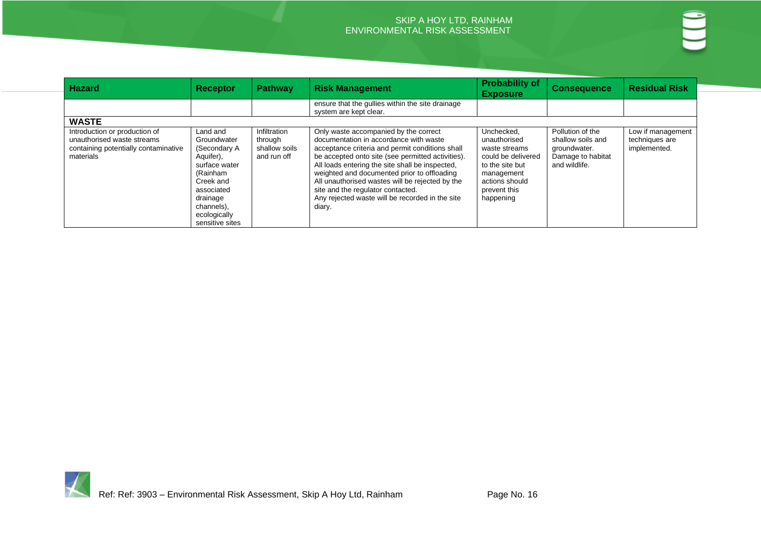| Hazard | Receptor | Pathway | Risk Management | Probability of Exposure | Consequence | Residual Risk |
|---|---|---|---|---|---|---|
| | | | ensure that the gullies within the site drainage system are kept clear. | | | |
| **WASTE** | | | | | | |
| Introduction or production of unauthorised waste streams containing potentially contaminative materials | Land and Groundwater (Secondary A Aquifer), surface water (Rainham Creek and associated drainage channels), ecologically sensitive sites | Infiltration through shallow soils and run off | Only waste accompanied by the correct documentation in accordance with waste acceptance criteria and permit conditions shall be accepted onto site (see permitted activities). All loads entering the site shall be inspected, weighted and documented prior to offloading All unauthorised wastes will be rejected by the site and the regulator contacted. Any rejected waste will be recorded in the site diary. | Unchecked, unauthorised waste streams could be delivered to the site but management actions should prevent this happening | Pollution of the shallow soils and groundwater. Damage to habitat and wildlife. | Low if management techniques are implemented. |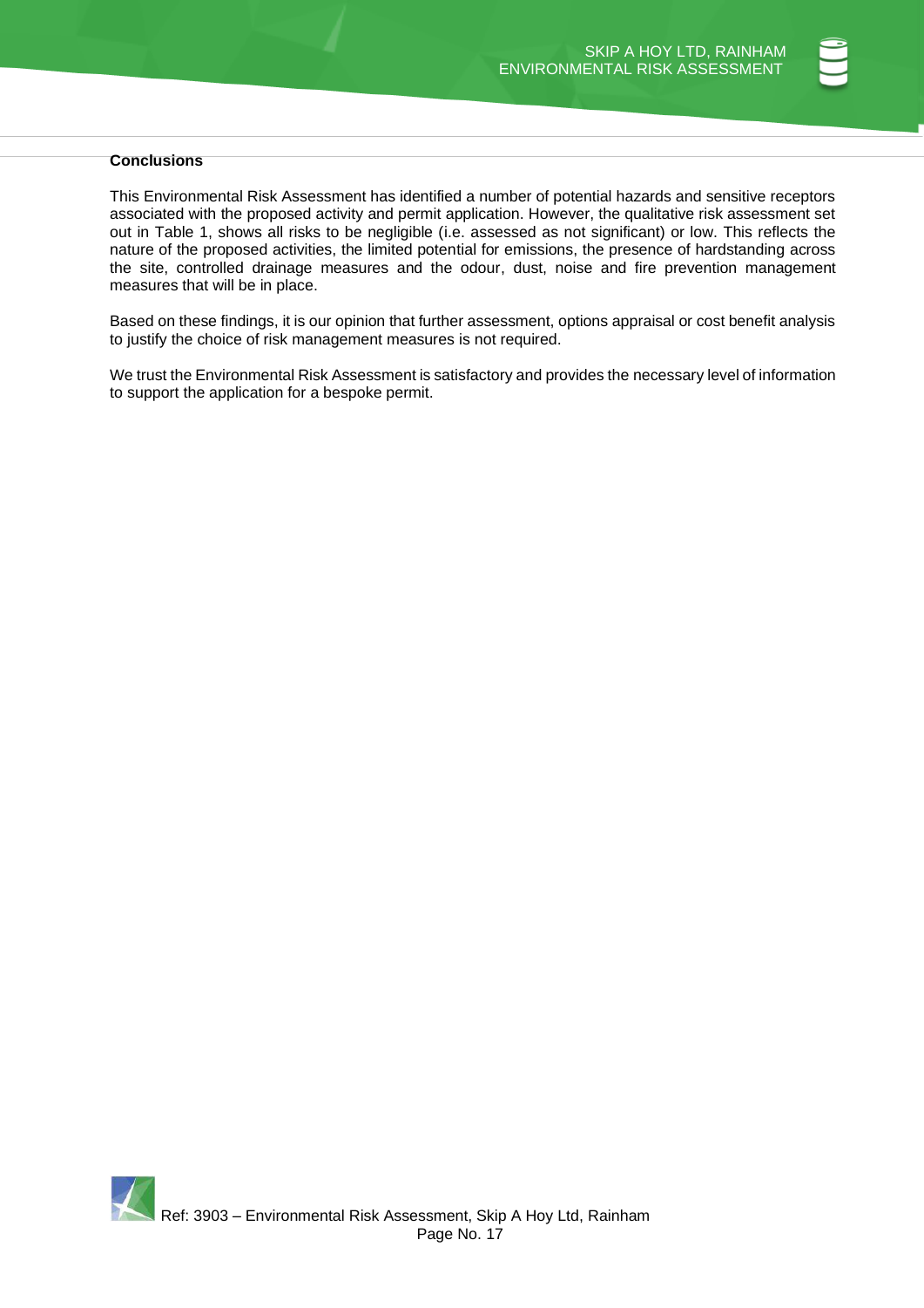**Conclusions**

This Environmental Risk Assessment has identified a number of potential hazards and sensitive receptors associated with the proposed activity and permit application. However, the qualitative risk assessment set out in Table 1, shows all risks to be negligible (i.e. assessed as not significant) or low. This reflects the nature of the proposed activities, the limited potential for emissions, the presence of hardstanding across the site, controlled drainage measures and the odour, dust, noise and fire prevention management measures that will be in place.

Based on these findings, it is our opinion that further assessment, options appraisal or cost benefit analysis to justify the choice of risk management measures is not required.

We trust the Environmental Risk Assessment is satisfactory and provides the necessary level of information to support the application for a bespoke permit.